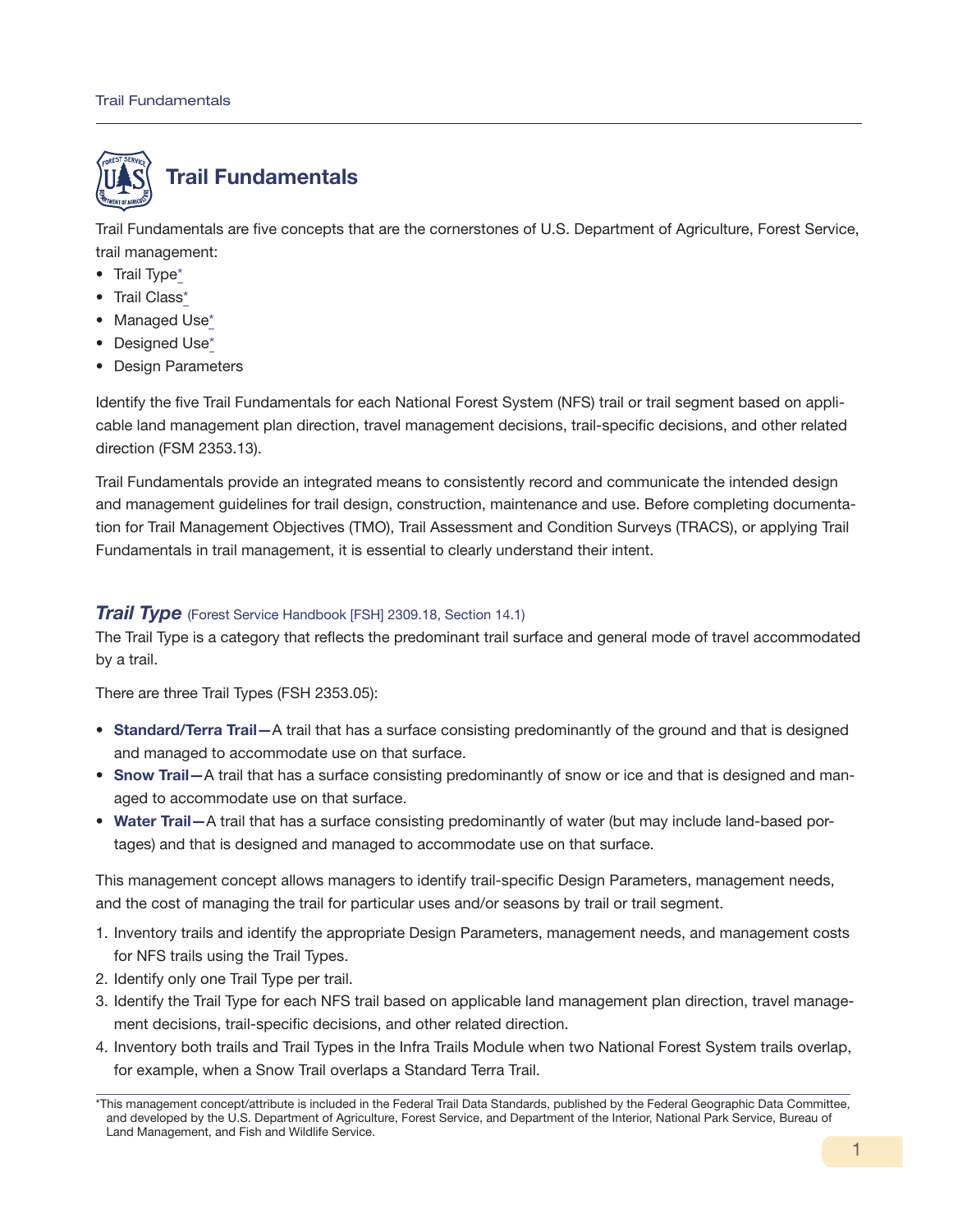# Trail Fundamentals

Trail Fundamentals are five concepts that are the cornerstones of U.S. Department of Agriculture, Forest Service, trail management:

- Trail Type*
- Trail Class*
- Managed Use*
- Designed Use*
- Design Parameters

Identify the five Trail Fundamentals for each National Forest System (NFS) trail or trail segment based on applicable land management plan direction, travel management decisions, trail-specific decisions, and other related direction (FSM 2353.13).

Trail Fundamentals provide an integrated means to consistently record and communicate the intended design and management guidelines for trail design, construction, maintenance and use. Before completing documentation for Trail Management Objectives (TMO), Trail Assessment and Condition Surveys (TRACS), or applying Trail Fundamentals in trail management, it is essential to clearly understand their intent.

## *Trail Type* (Forest Service Handbook [FSH] 2309.18, Section 14.1)

The Trail Type is a category that reflects the predominant trail surface and general mode of travel accommodated by a trail.

There are three Trail Types (FSH 2353.05):

- **Standard/Terra Trail—**A trail that has a surface consisting predominantly of the ground and that is designed and managed to accommodate use on that surface.
- **Snow Trail—**A trail that has a surface consisting predominantly of snow or ice and that is designed and managed to accommodate use on that surface.
- **Water Trail—**A trail that has a surface consisting predominantly of water (but may include land-based portages) and that is designed and managed to accommodate use on that surface.

This management concept allows managers to identify trail-specific Design Parameters, management needs, and the cost of managing the trail for particular uses and/or seasons by trail or trail segment.

1. Inventory trails and identify the appropriate Design Parameters, management needs, and management costs for NFS trails using the Trail Types.
2. Identify only one Trail Type per trail.
3. Identify the Trail Type for each NFS trail based on applicable land management plan direction, travel management decisions, trail-specific decisions, and other related direction.
4. Inventory both trails and Trail Types in the Infra Trails Module when two National Forest System trails overlap, for example, when a Snow Trail overlaps a Standard Terra Trail.

*This management concept/attribute is included in the Federal Trail Data Standards, published by the Federal Geographic Data Committee, and developed by the U.S. Department of Agriculture, Forest Service, and Department of the Interior, National Park Service, Bureau of Land Management, and Fish and Wildlife Service.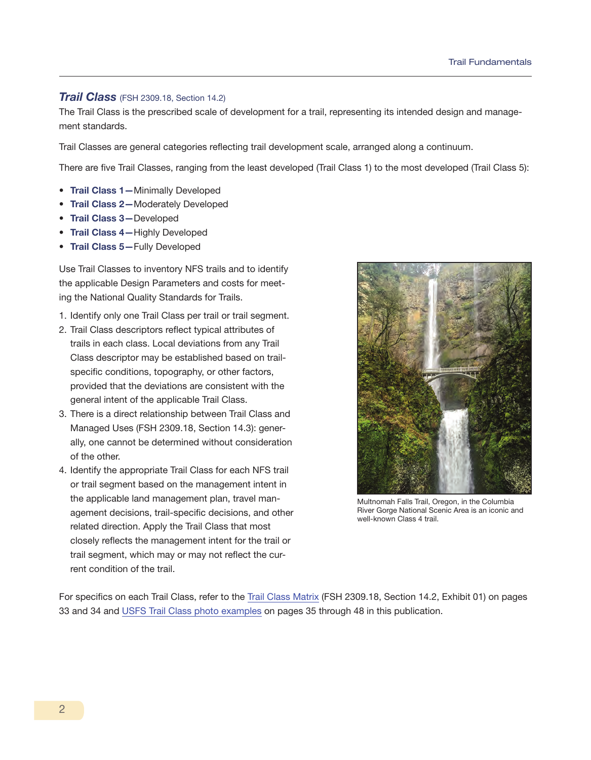## *Trail Class* (FSH 2309.18, Section 14.2)

The Trail Class is the prescribed scale of development for a trail, representing its intended design and management standards.

Trail Classes are general categories reflecting trail development scale, arranged along a continuum.

There are five Trail Classes, ranging from the least developed (Trail Class 1) to the most developed (Trail Class 5):

- **Trail Class 1—**Minimally Developed
- **Trail Class 2—**Moderately Developed
- **Trail Class 3—**Developed
- **Trail Class 4—**Highly Developed
- **Trail Class 5—**Fully Developed

Use Trail Classes to inventory NFS trails and to identify the applicable Design Parameters and costs for meeting the National Quality Standards for Trails.

1. Identify only one Trail Class per trail or trail segment.
2. Trail Class descriptors reflect typical attributes of trails in each class. Local deviations from any Trail Class descriptor may be established based on trail-specific conditions, topography, or other factors, provided that the deviations are consistent with the general intent of the applicable Trail Class.
3. There is a direct relationship between Trail Class and Managed Uses (FSH 2309.18, Section 14.3): generally, one cannot be determined without consideration of the other.
4. Identify the appropriate Trail Class for each NFS trail or trail segment based on the management intent in the applicable land management plan, travel management decisions, trail-specific decisions, and other related direction. Apply the Trail Class that most closely reflects the management intent for the trail or trail segment, which may or may not reflect the current condition of the trail.

Multnomah Falls Trail, Oregon, in the Columbia River Gorge National Scenic Area is an iconic and well-known Class 4 trail.

For specifics on each Trail Class, refer to the Trail Class Matrix (FSH 2309.18, Section 14.2, Exhibit 01) on pages 33 and 34 and USFS Trail Class photo examples on pages 35 through 48 in this publication.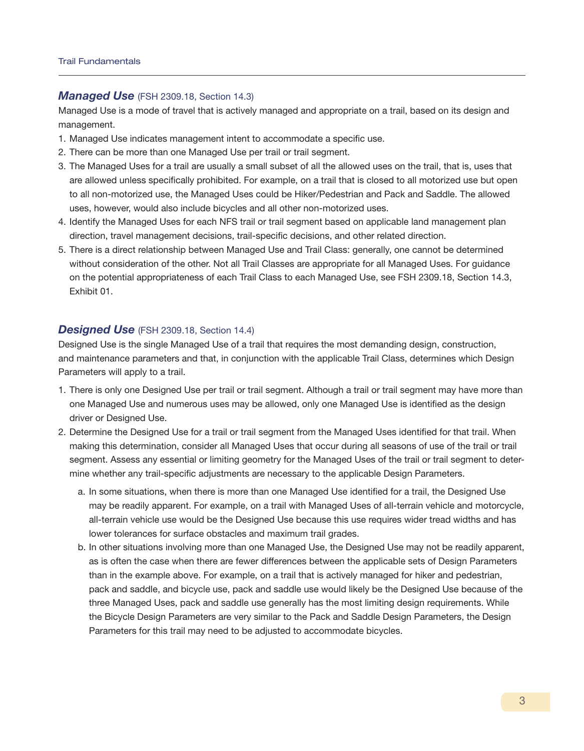## *Managed Use* (FSH 2309.18, Section 14.3)

Managed Use is a mode of travel that is actively managed and appropriate on a trail, based on its design and management.

1. Managed Use indicates management intent to accommodate a specific use.
2. There can be more than one Managed Use per trail or trail segment.
3. The Managed Uses for a trail are usually a small subset of all the allowed uses on the trail, that is, uses that are allowed unless specifically prohibited. For example, on a trail that is closed to all motorized use but open to all non-motorized use, the Managed Uses could be Hiker/Pedestrian and Pack and Saddle. The allowed uses, however, would also include bicycles and all other non-motorized uses.
4. Identify the Managed Uses for each NFS trail or trail segment based on applicable land management plan direction, travel management decisions, trail-specific decisions, and other related direction.
5. There is a direct relationship between Managed Use and Trail Class: generally, one cannot be determined without consideration of the other. Not all Trail Classes are appropriate for all Managed Uses. For guidance on the potential appropriateness of each Trail Class to each Managed Use, see FSH 2309.18, Section 14.3, Exhibit 01.

## *Designed Use* (FSH 2309.18, Section 14.4)

Designed Use is the single Managed Use of a trail that requires the most demanding design, construction, and maintenance parameters and that, in conjunction with the applicable Trail Class, determines which Design Parameters will apply to a trail.

1. There is only one Designed Use per trail or trail segment. Although a trail or trail segment may have more than one Managed Use and numerous uses may be allowed, only one Managed Use is identified as the design driver or Designed Use.
2. Determine the Designed Use for a trail or trail segment from the Managed Uses identified for that trail. When making this determination, consider all Managed Uses that occur during all seasons of use of the trail or trail segment. Assess any essential or limiting geometry for the Managed Uses of the trail or trail segment to determine whether any trail-specific adjustments are necessary to the applicable Design Parameters.
   a. In some situations, when there is more than one Managed Use identified for a trail, the Designed Use may be readily apparent. For example, on a trail with Managed Uses of all-terrain vehicle and motorcycle, all-terrain vehicle use would be the Designed Use because this use requires wider tread widths and has lower tolerances for surface obstacles and maximum trail grades.
   b. In other situations involving more than one Managed Use, the Designed Use may not be readily apparent, as is often the case when there are fewer differences between the applicable sets of Design Parameters than in the example above. For example, on a trail that is actively managed for hiker and pedestrian, pack and saddle, and bicycle use, pack and saddle use would likely be the Designed Use because of the three Managed Uses, pack and saddle use generally has the most limiting design requirements. While the Bicycle Design Parameters are very similar to the Pack and Saddle Design Parameters, the Design Parameters for this trail may need to be adjusted to accommodate bicycles.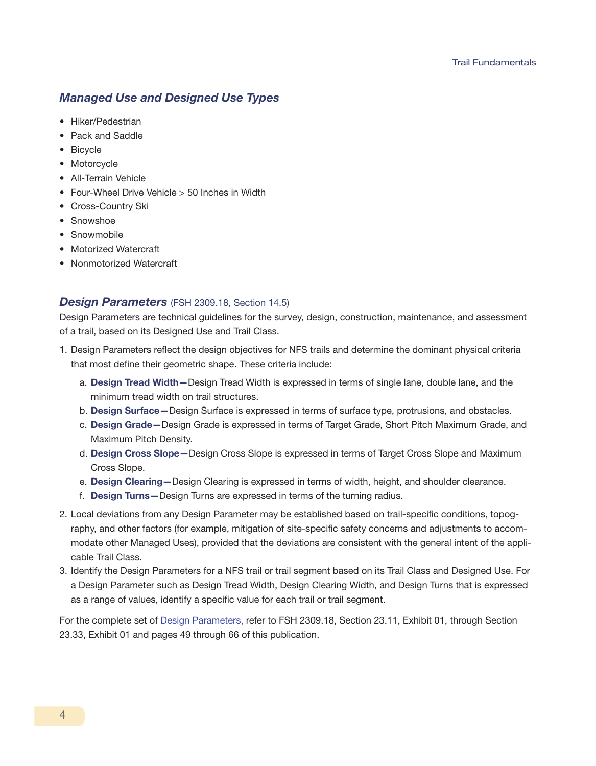### *Managed Use and Designed Use Types*

- Hiker/Pedestrian
- Pack and Saddle
- Bicycle
- Motorcycle
- All-Terrain Vehicle
- Four-Wheel Drive Vehicle > 50 Inches in Width
- Cross-Country Ski
- Snowshoe
- Snowmobile
- Motorized Watercraft
- Nonmotorized Watercraft

### *Design Parameters* (FSH 2309.18, Section 14.5)

Design Parameters are technical guidelines for the survey, design, construction, maintenance, and assessment of a trail, based on its Designed Use and Trail Class.

1. Design Parameters reflect the design objectives for NFS trails and determine the dominant physical criteria that most define their geometric shape. These criteria include:
   a. **Design Tread Width—**Design Tread Width is expressed in terms of single lane, double lane, and the minimum tread width on trail structures.
   b. **Design Surface—**Design Surface is expressed in terms of surface type, protrusions, and obstacles.
   c. **Design Grade—**Design Grade is expressed in terms of Target Grade, Short Pitch Maximum Grade, and Maximum Pitch Density.
   d. **Design Cross Slope—**Design Cross Slope is expressed in terms of Target Cross Slope and Maximum Cross Slope.
   e. **Design Clearing—**Design Clearing is expressed in terms of width, height, and shoulder clearance.
   f. **Design Turns—**Design Turns are expressed in terms of the turning radius.
2. Local deviations from any Design Parameter may be established based on trail-specific conditions, topography, and other factors (for example, mitigation of site-specific safety concerns and adjustments to accommodate other Managed Uses), provided that the deviations are consistent with the general intent of the applicable Trail Class.
3. Identify the Design Parameters for a NFS trail or trail segment based on its Trail Class and Designed Use. For a Design Parameter such as Design Tread Width, Design Clearing Width, and Design Turns that is expressed as a range of values, identify a specific value for each trail or trail segment.

For the complete set of Design Parameters, refer to FSH 2309.18, Section 23.11, Exhibit 01, through Section 23.33, Exhibit 01 and pages 49 through 66 of this publication.